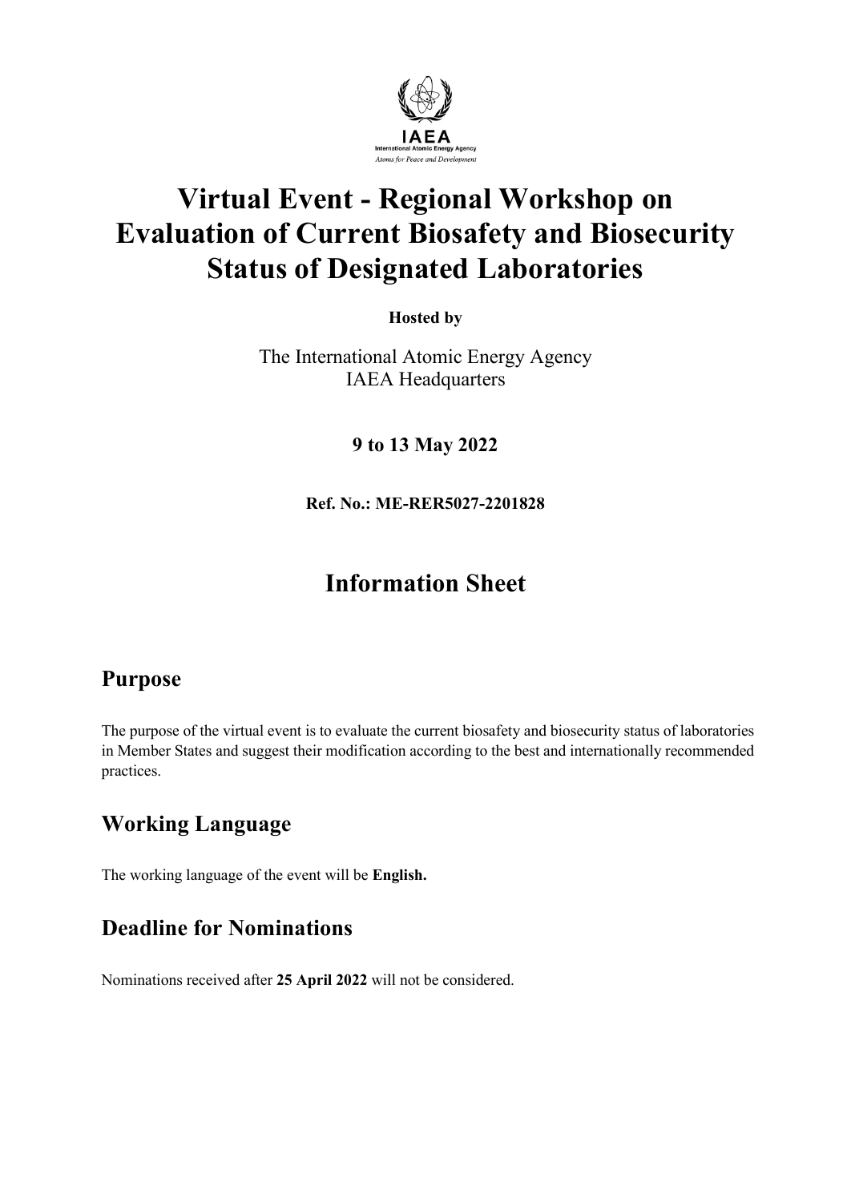# Virtual Event - Regional Workshop on Evaluation of Current Biosafety and Biosecurity Status of Designated Laboratories

**Hosted by**

The International Atomic Energy Agency
IAEA Headquarters

**9 to 13 May 2022**

**Ref. No.: ME-RER5027-2201828**

# Information Sheet

## Purpose

The purpose of the virtual event is to evaluate the current biosafety and biosecurity status of laboratories in Member States and suggest their modification according to the best and internationally recommended practices.

## Working Language

The working language of the event will be **English.**

## Deadline for Nominations

Nominations received after **25 April 2022** will not be considered.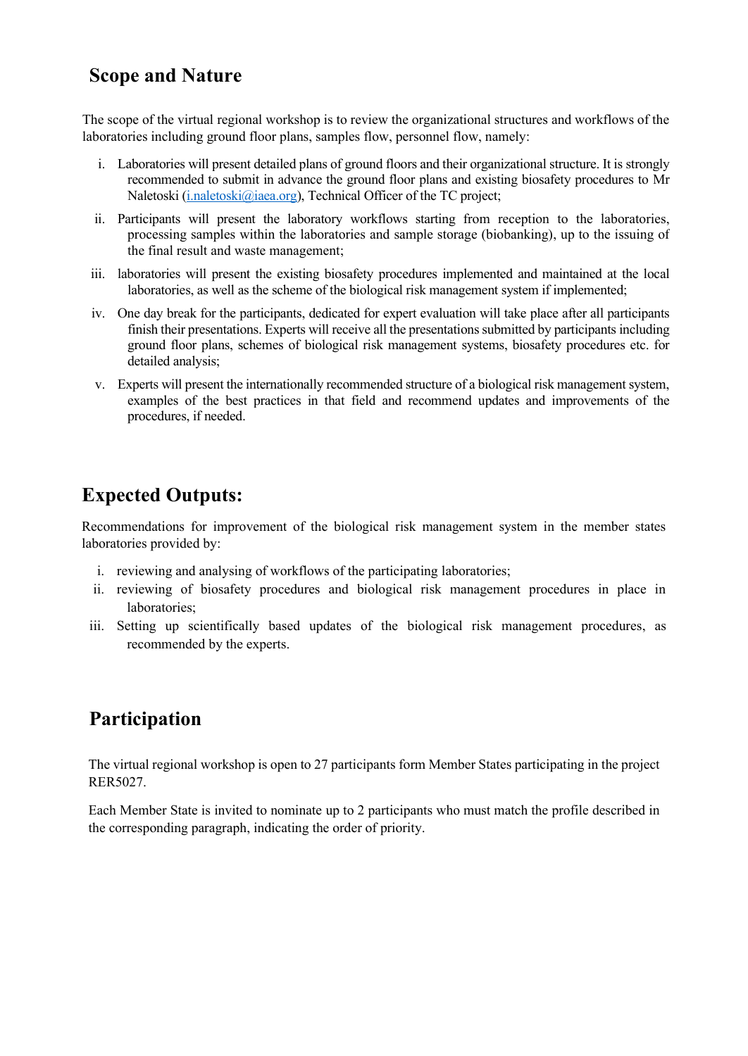## Scope and Nature

The scope of the virtual regional workshop is to review the organizational structures and workflows of the laboratories including ground floor plans, samples flow, personnel flow, namely:

i. Laboratories will present detailed plans of ground floors and their organizational structure. It is strongly recommended to submit in advance the ground floor plans and existing biosafety procedures to Mr Naletoski (i.naletoski@iaea.org), Technical Officer of the TC project;
ii. Participants will present the laboratory workflows starting from reception to the laboratories, processing samples within the laboratories and sample storage (biobanking), up to the issuing of the final result and waste management;
iii. laboratories will present the existing biosafety procedures implemented and maintained at the local laboratories, as well as the scheme of the biological risk management system if implemented;
iv. One day break for the participants, dedicated for expert evaluation will take place after all participants finish their presentations. Experts will receive all the presentations submitted by participants including ground floor plans, schemes of biological risk management systems, biosafety procedures etc. for detailed analysis;
v. Experts will present the internationally recommended structure of a biological risk management system, examples of the best practices in that field and recommend updates and improvements of the procedures, if needed.

## Expected Outputs:

Recommendations for improvement of the biological risk management system in the member states laboratories provided by:

i. reviewing and analysing of workflows of the participating laboratories;
ii. reviewing of biosafety procedures and biological risk management procedures in place in laboratories;
iii. Setting up scientifically based updates of the biological risk management procedures, as recommended by the experts.

## Participation

The virtual regional workshop is open to 27 participants form Member States participating in the project RER5027.

Each Member State is invited to nominate up to 2 participants who must match the profile described in the corresponding paragraph, indicating the order of priority.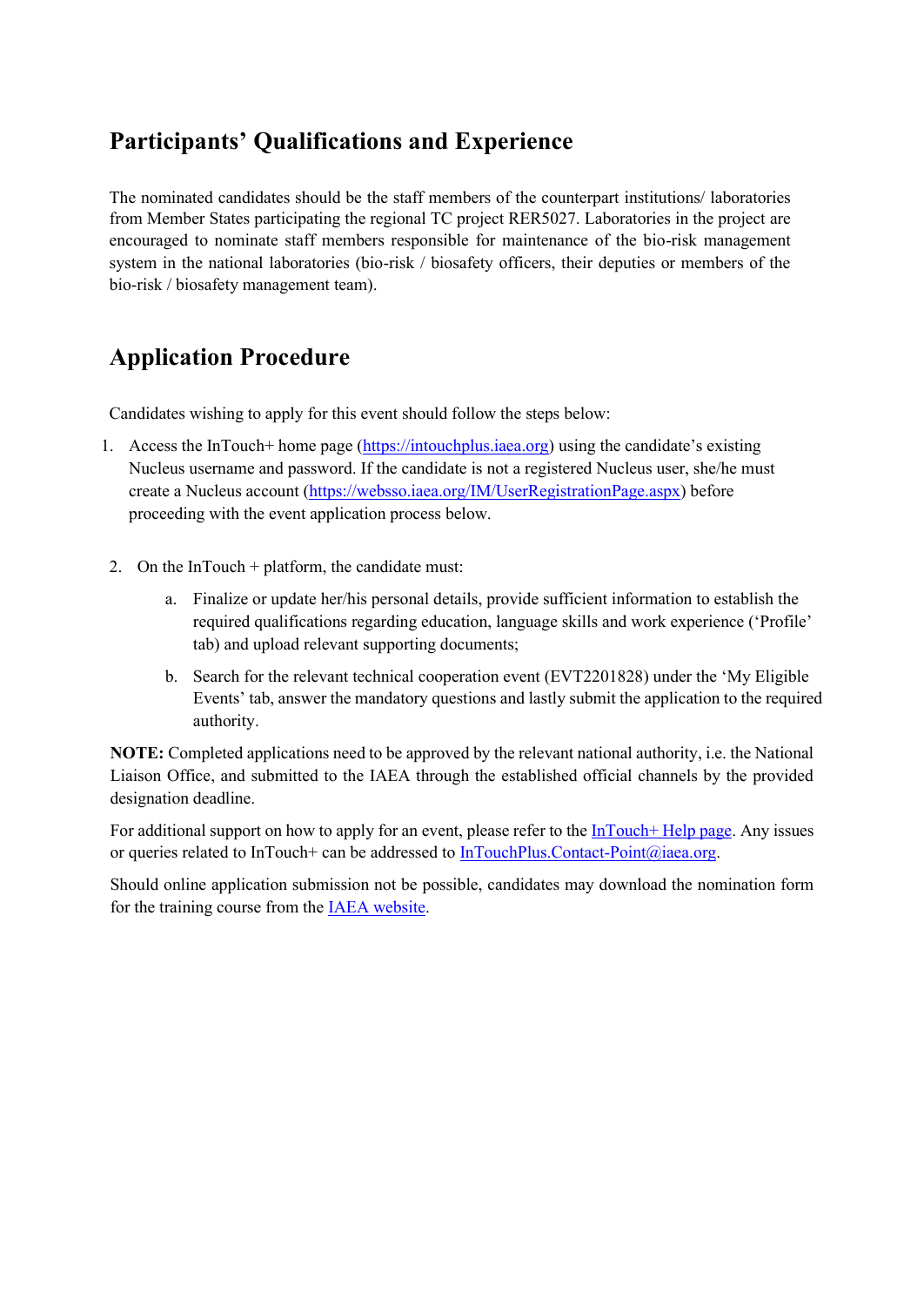## Participants' Qualifications and Experience

The nominated candidates should be the staff members of the counterpart institutions/ laboratories from Member States participating the regional TC project RER5027. Laboratories in the project are encouraged to nominate staff members responsible for maintenance of the bio-risk management system in the national laboratories (bio-risk / biosafety officers, their deputies or members of the bio-risk / biosafety management team).

## Application Procedure

Candidates wishing to apply for this event should follow the steps below:

1. Access the InTouch+ home page (https://intouchplus.iaea.org) using the candidate's existing Nucleus username and password. If the candidate is not a registered Nucleus user, she/he must create a Nucleus account (https://websso.iaea.org/IM/UserRegistrationPage.aspx) before proceeding with the event application process below.

2. On the InTouch + platform, the candidate must:

   a. Finalize or update her/his personal details, provide sufficient information to establish the required qualifications regarding education, language skills and work experience ('Profile' tab) and upload relevant supporting documents;

   b. Search for the relevant technical cooperation event (EVT2201828) under the 'My Eligible Events' tab, answer the mandatory questions and lastly submit the application to the required authority.

**NOTE:** Completed applications need to be approved by the relevant national authority, i.e. the National Liaison Office, and submitted to the IAEA through the established official channels by the provided designation deadline.

For additional support on how to apply for an event, please refer to the InTouch+ Help page. Any issues or queries related to InTouch+ can be addressed to InTouchPlus.Contact-Point@iaea.org.

Should online application submission not be possible, candidates may download the nomination form for the training course from the IAEA website.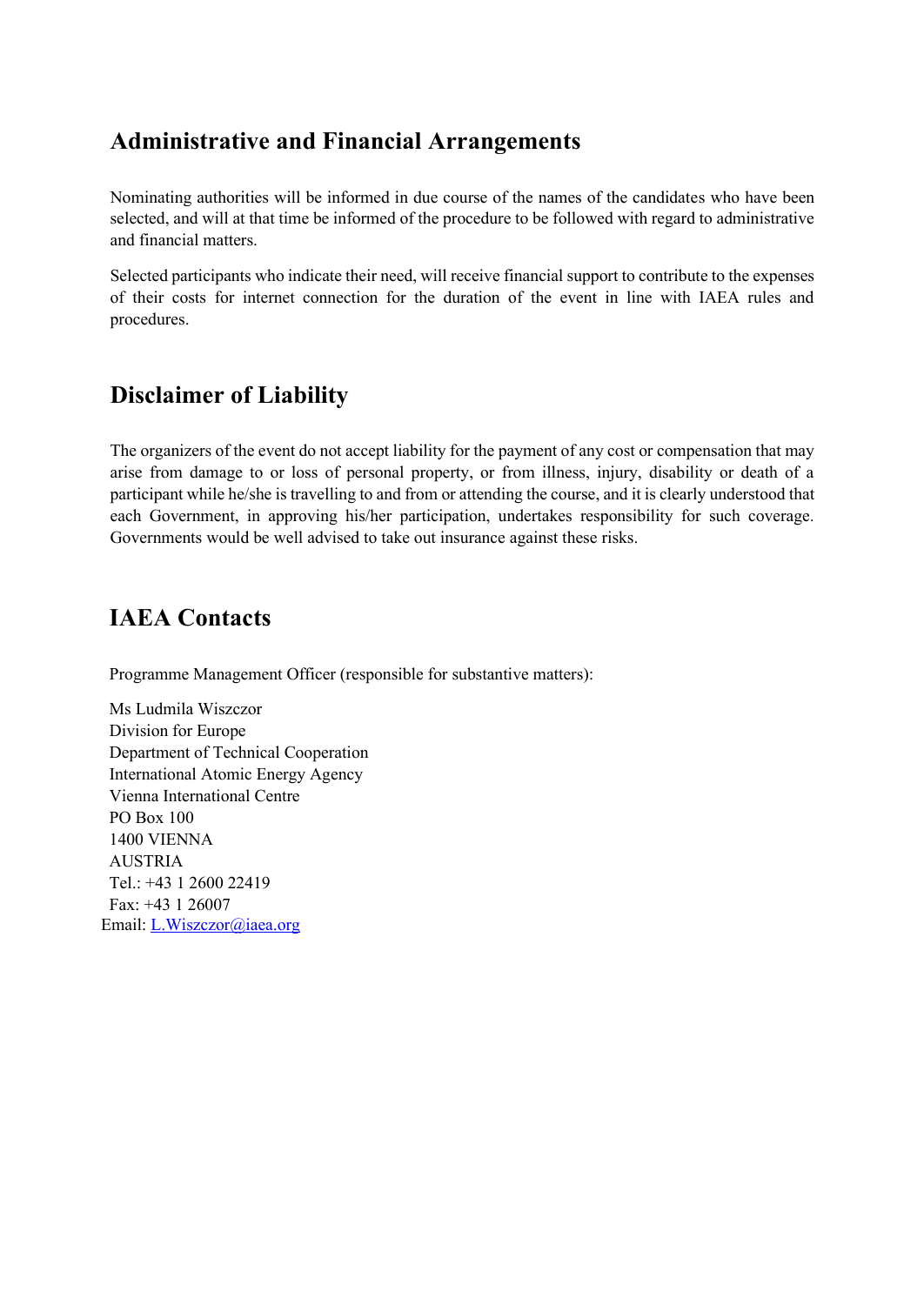## Administrative and Financial Arrangements

Nominating authorities will be informed in due course of the names of the candidates who have been selected, and will at that time be informed of the procedure to be followed with regard to administrative and financial matters.

Selected participants who indicate their need, will receive financial support to contribute to the expenses of their costs for internet connection for the duration of the event in line with IAEA rules and procedures.

## Disclaimer of Liability

The organizers of the event do not accept liability for the payment of any cost or compensation that may arise from damage to or loss of personal property, or from illness, injury, disability or death of a participant while he/she is travelling to and from or attending the course, and it is clearly understood that each Government, in approving his/her participation, undertakes responsibility for such coverage. Governments would be well advised to take out insurance against these risks.

## IAEA Contacts

Programme Management Officer (responsible for substantive matters):

Ms Ludmila Wiszczor  
Division for Europe  
Department of Technical Cooperation  
International Atomic Energy Agency  
Vienna International Centre  
PO Box 100  
1400 VIENNA  
AUSTRIA  
Tel.: +43 1 2600 22419  
Fax: +43 1 26007  
Email: L.Wiszczor@iaea.org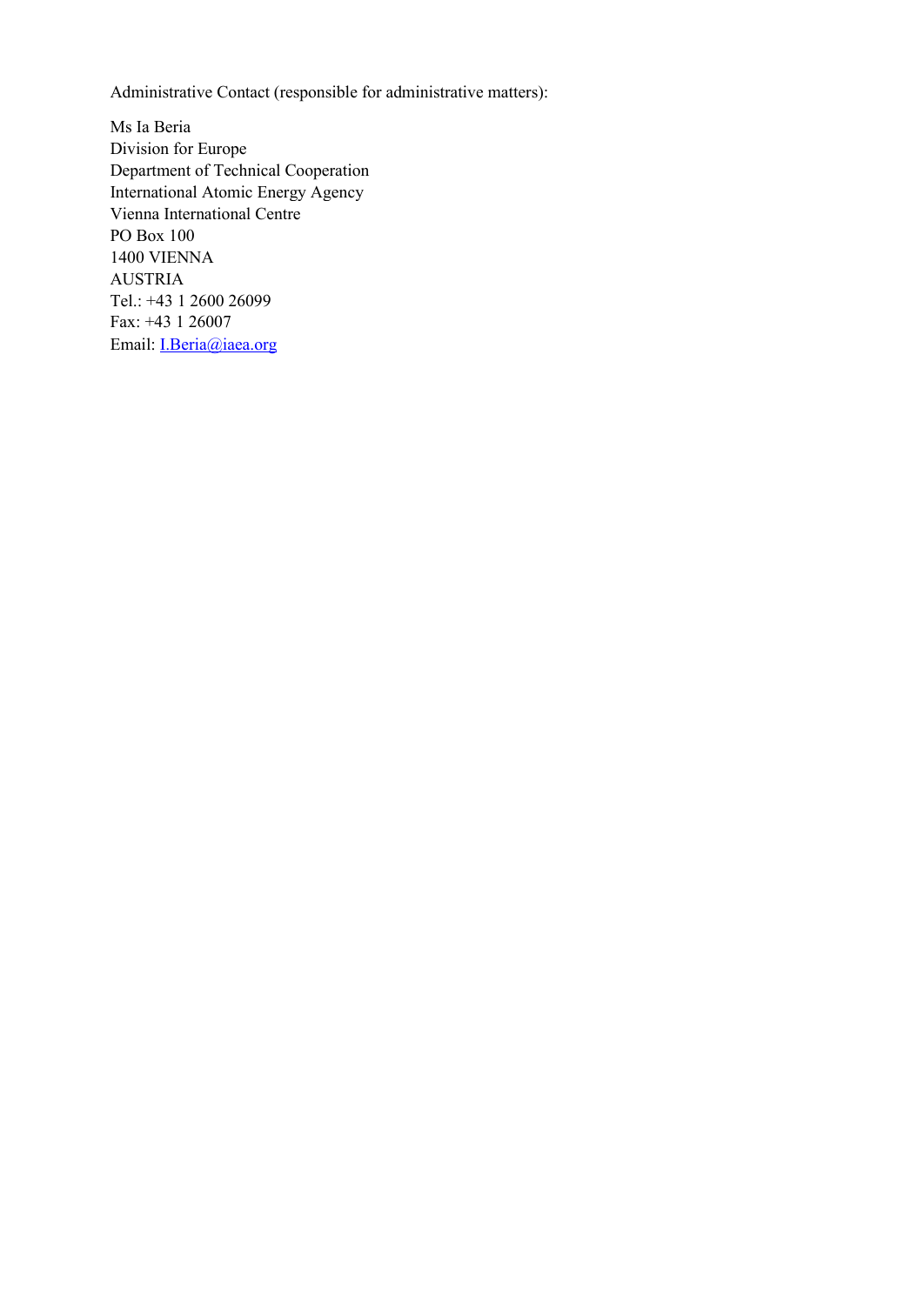Administrative Contact (responsible for administrative matters):

Ms Ia Beria
Division for Europe
Department of Technical Cooperation
International Atomic Energy Agency
Vienna International Centre
PO Box 100
1400 VIENNA
AUSTRIA
Tel.: +43 1 2600 26099
Fax: +43 1 26007
Email: I.Beria@iaea.org